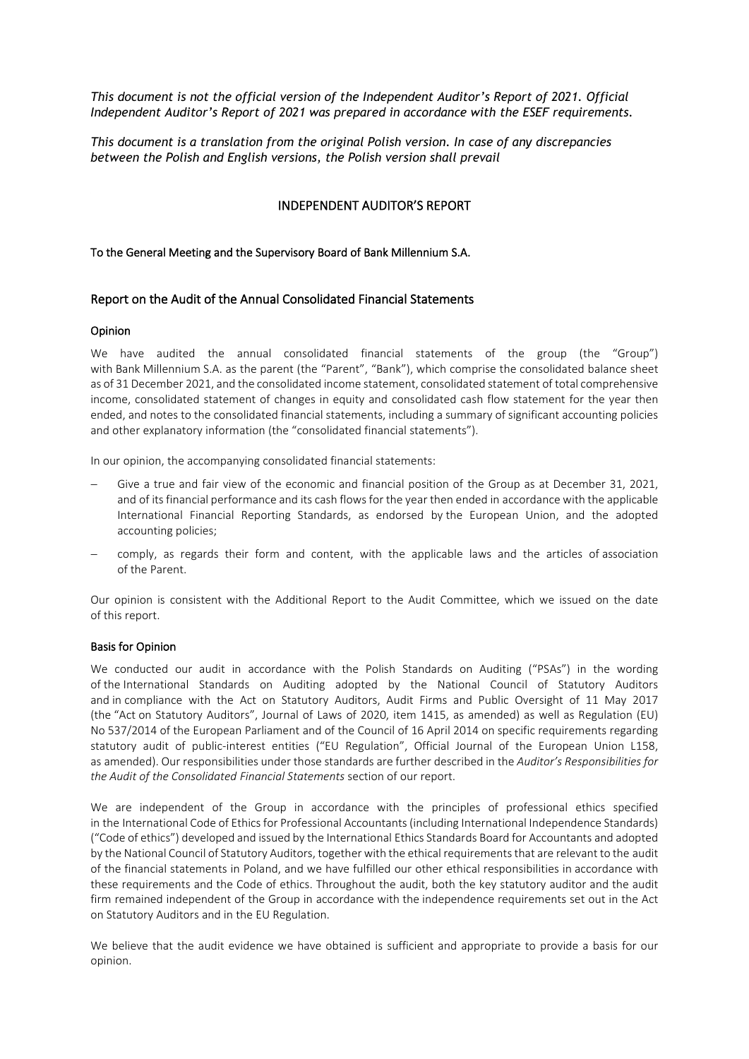*This document is not the official version of the Independent Auditor's Report of 2021. Official Independent Auditor's Report of 2021 was prepared in accordance with the ESEF requirements.*

*This document is a translation from the original Polish version. In case of any discrepancies between the Polish and English versions, the Polish version shall prevail*

# INDEPENDENT AUDITOR'S REPORT

### To the General Meeting and the Supervisory Board of Bank Millennium S.A.

## Report on the Audit of the Annual Consolidated Financial Statements

### Opinion

We have audited the annual consolidated financial statements of the group (the "Group") with Bank Millennium S.A. as the parent (the "Parent", "Bank"), which comprise the consolidated balance sheet as of 31 December 2021, and the consolidated income statement, consolidated statement of total comprehensive income, consolidated statement of changes in equity and consolidated cash flow statement for the year then ended, and notes to the consolidated financial statements, including a summary of significant accounting policies and other explanatory information (the "consolidated financial statements").

In our opinion, the accompanying consolidated financial statements:

- Give a true and fair view of the economic and financial position of the Group as at December 31, 2021, and of its financial performance and its cash flows for the year then ended in accordance with the applicable International Financial Reporting Standards, as endorsed by the European Union, and the adopted accounting policies;
- comply, as regards their form and content, with the applicable laws and the articles of association of the Parent.

Our opinion is consistent with the Additional Report to the Audit Committee, which we issued on the date of this report.

### Basis for Opinion

We conducted our audit in accordance with the Polish Standards on Auditing ("PSAs") in the wording of the International Standards on Auditing adopted by the National Council of Statutory Auditors and in compliance with the Act on Statutory Auditors, Audit Firms and Public Oversight of 11 May 2017 (the "Act on Statutory Auditors", Journal of Laws of 2020, item 1415, as amended) as well as Regulation (EU) No 537/2014 of the European Parliament and of the Council of 16 April 2014 on specific requirements regarding statutory audit of public-interest entities ("EU Regulation", Official Journal of the European Union L158, as amended). Our responsibilities under those standards are further described in the *Auditor's Responsibilities for the Audit of the Consolidated Financial Statements* section of our report.

We are independent of the Group in accordance with the principles of professional ethics specified in the International Code of Ethics for Professional Accountants (including International Independence Standards) ("Code of ethics") developed and issued by the International Ethics Standards Board for Accountants and adopted by the National Council of Statutory Auditors, together with the ethical requirements that are relevant to the audit of the financial statements in Poland, and we have fulfilled our other ethical responsibilities in accordance with these requirements and the Code of ethics. Throughout the audit, both the key statutory auditor and the audit firm remained independent of the Group in accordance with the independence requirements set out in the Act on Statutory Auditors and in the EU Regulation.

We believe that the audit evidence we have obtained is sufficient and appropriate to provide a basis for our opinion.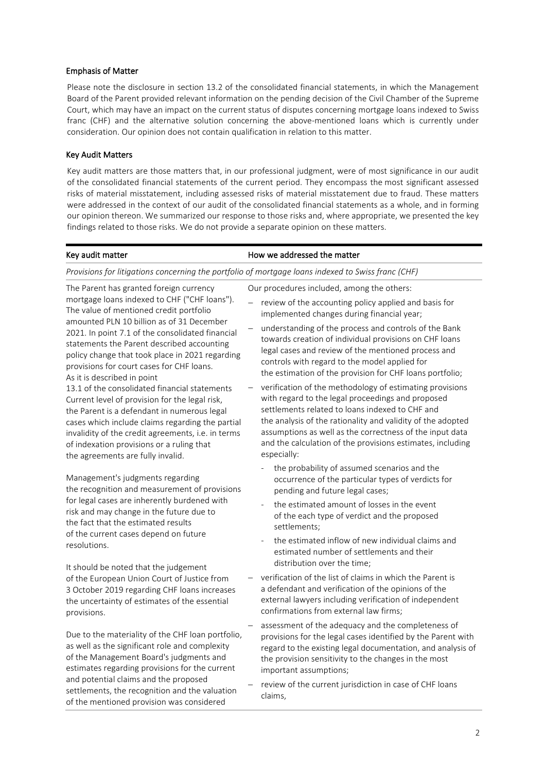### Emphasis of Matter

Please note the disclosure in section 13.2 of the consolidated financial statements, in which the Management Board of the Parent provided relevant information on the pending decision of the Civil Chamber of the Supreme Court, which may have an impact on the current status of disputes concerning mortgage loans indexed to Swiss franc (CHF) and the alternative solution concerning the above-mentioned loans which is currently under consideration. Our opinion does not contain qualification in relation to this matter.

### Key Audit Matters

Key audit matters are those matters that, in our professional judgment, were of most significance in our audit of the consolidated financial statements of the current period. They encompass the most significant assessed risks of material misstatement, including assessed risks of material misstatement due to fraud. These matters were addressed in the context of our audit of the consolidated financial statements as a whole, and in forming our opinion thereon. We summarized our response to those risks and, where appropriate, we presented the key findings related to those risks. We do not provide a separate opinion on these matters.

| Key audit matter | How we addressed the matter |
| --- | --- |
| *Provisions for litigations concerning the portfolio of mortgage loans indexed to Swiss franc (CHF)* | |
| The Parent has granted foreign currency mortgage loans indexed to CHF ("CHF loans"). The value of mentioned credit portfolio amounted PLN 10 billion as of 31 December 2021. In point 7.1 of the consolidated financial statements the Parent described accounting policy change that took place in 2021 regarding provisions for court cases for CHF loans.<br>As it is described in point 13.1 of the consolidated financial statements Current level of provision for the legal risk, the Parent is a defendant in numerous legal cases which include claims regarding the partial invalidity of the credit agreements, i.e. in terms of indexation provisions or a ruling that the agreements are fully invalid.<br><br>Management's judgments regarding the recognition and measurement of provisions for legal cases are inherently burdened with risk and may change in the future due to the fact that the estimated results of the current cases depend on future resolutions.<br><br>It should be noted that the judgement of the European Union Court of Justice from 3 October 2019 regarding CHF loans increases the uncertainty of estimates of the essential provisions.<br><br>Due to the materiality of the CHF loan portfolio, as well as the significant role and complexity of the Management Board's judgments and estimates regarding provisions for the current and potential claims and the proposed settlements, the recognition and the valuation of the mentioned provision was considered | Our procedures included, among the others:<br>– review of the accounting policy applied and basis for implemented changes during financial year;<br>– understanding of the process and controls of the Bank towards creation of individual provisions on CHF loans legal cases and review of the mentioned process and controls with regard to the model applied for the estimation of the provision for CHF loans portfolio;<br>– verification of the methodology of estimating provisions with regard to the legal proceedings and proposed settlements related to loans indexed to CHF and the analysis of the rationality and validity of the adopted assumptions as well as the correctness of the input data and the calculation of the provisions estimates, including especially:<br>- the probability of assumed scenarios and the occurrence of the particular types of verdicts for pending and future legal cases;<br>- the estimated amount of losses in the event of the each type of verdict and the proposed settlements;<br>- the estimated inflow of new individual claims and estimated number of settlements and their distribution over the time;<br>– verification of the list of claims in which the Parent is a defendant and verification of the opinions of the external lawyers including verification of independent confirmations from external law firms;<br>– assessment of the adequacy and the completeness of provisions for the legal cases identified by the Parent with regard to the existing legal documentation, and analysis of the provision sensitivity to the changes in the most important assumptions;<br>– review of the current jurisdiction in case of CHF loans claims, |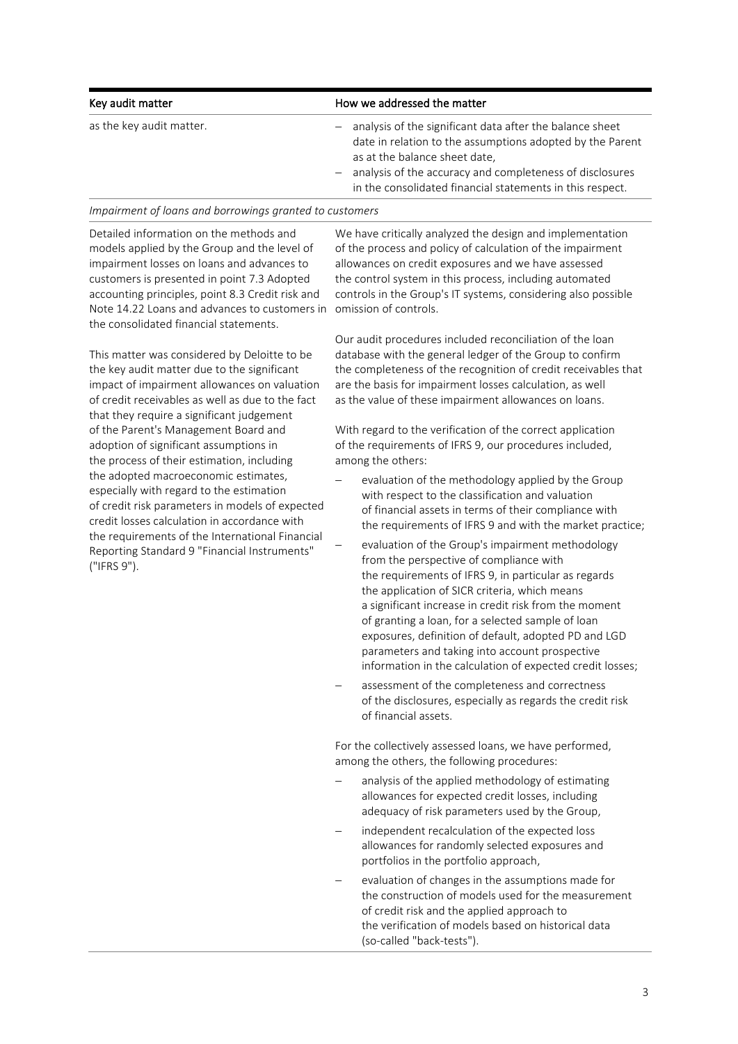| Key audit matter | How we addressed the matter |
|---|---|
| as the key audit matter. | – analysis of the significant data after the balance sheet date in relation to the assumptions adopted by the Parent as at the balance sheet date,<br>– analysis of the accuracy and completeness of disclosures in the consolidated financial statements in this respect. |
| *Impairment of loans and borrowings granted to customers* | |
| Detailed information on the methods and models applied by the Group and the level of impairment losses on loans and advances to customers is presented in point 7.3 Adopted accounting principles, point 8.3 Credit risk and Note 14.22 Loans and advances to customers in the consolidated financial statements.<br><br>This matter was considered by Deloitte to be the key audit matter due to the significant impact of impairment allowances on valuation of credit receivables as well as due to the fact that they require a significant judgement of the Parent's Management Board and adoption of significant assumptions in the process of their estimation, including the adopted macroeconomic estimates, especially with regard to the estimation of credit risk parameters in models of expected credit losses calculation in accordance with the requirements of the International Financial Reporting Standard 9 "Financial Instruments" ("IFRS 9"). | We have critically analyzed the design and implementation of the process and policy of calculation of the impairment allowances on credit exposures and we have assessed the control system in this process, including automated controls in the Group's IT systems, considering also possible omission of controls.<br><br>Our audit procedures included reconciliation of the loan database with the general ledger of the Group to confirm the completeness of the recognition of credit receivables that are the basis for impairment losses calculation, as well as the value of these impairment allowances on loans.<br><br>With regard to the verification of the correct application of the requirements of IFRS 9, our procedures included, among the others:<br>– evaluation of the methodology applied by the Group with respect to the classification and valuation of financial assets in terms of their compliance with the requirements of IFRS 9 and with the market practice;<br>– evaluation of the Group's impairment methodology from the perspective of compliance with the requirements of IFRS 9, in particular as regards the application of SICR criteria, which means a significant increase in credit risk from the moment of granting a loan, for a selected sample of loan exposures, definition of default, adopted PD and LGD parameters and taking into account prospective information in the calculation of expected credit losses;<br>– assessment of the completeness and correctness of the disclosures, especially as regards the credit risk of financial assets.<br><br>For the collectively assessed loans, we have performed, among the others, the following procedures:<br>– analysis of the applied methodology of estimating allowances for expected credit losses, including adequacy of risk parameters used by the Group,<br>– independent recalculation of the expected loss allowances for randomly selected exposures and portfolios in the portfolio approach,<br>– evaluation of changes in the assumptions made for the construction of models used for the measurement of credit risk and the applied approach to the verification of models based on historical data (so-called "back-tests"). |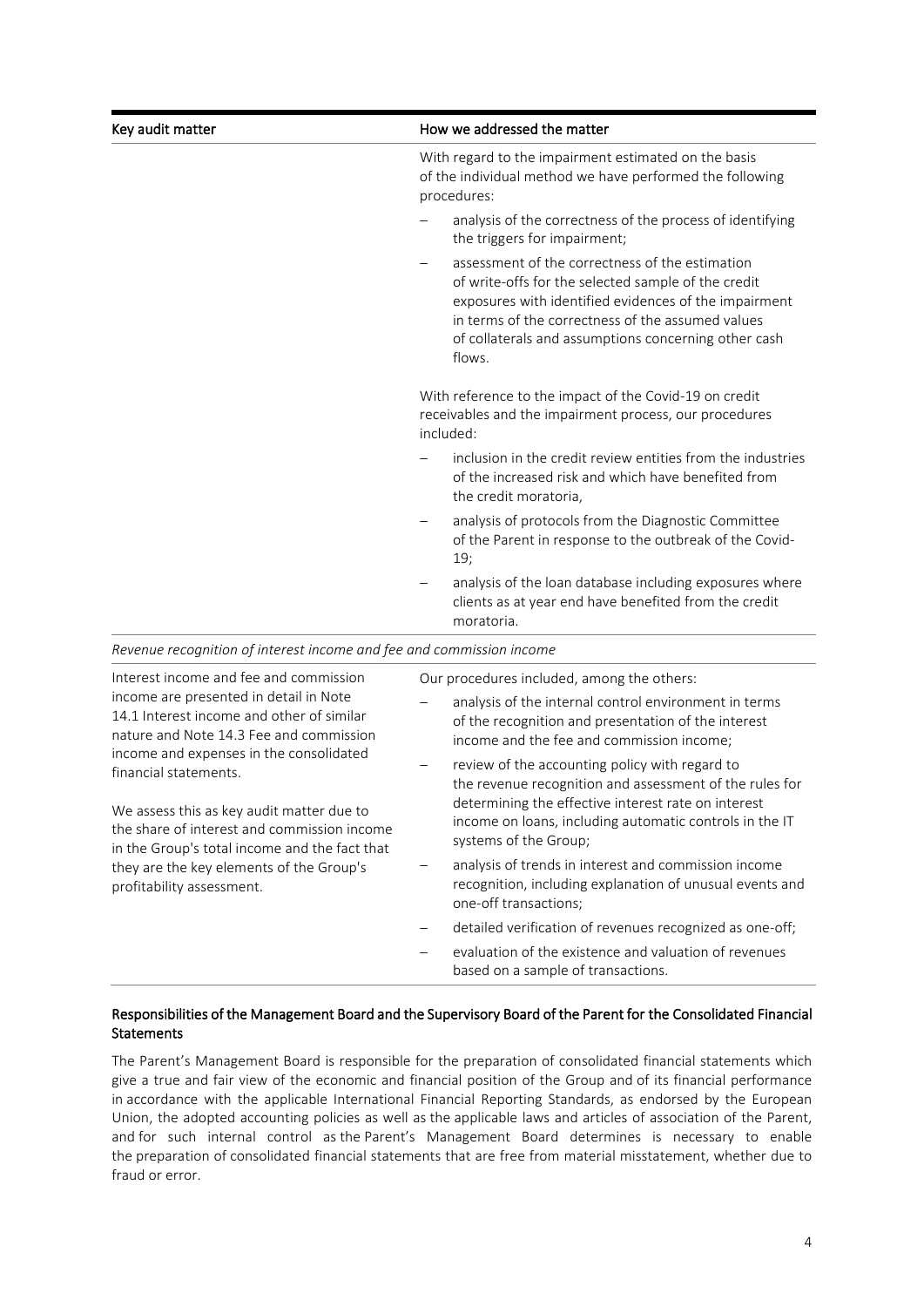| Key audit matter | How we addressed the matter |
| --- | --- |
| | With regard to the impairment estimated on the basis of the individual method we have performed the following procedures:<br>– analysis of the correctness of the process of identifying the triggers for impairment;<br>– assessment of the correctness of the estimation of write-offs for the selected sample of the credit exposures with identified evidences of the impairment in terms of the correctness of the assumed values of collaterals and assumptions concerning other cash flows.<br><br>With reference to the impact of the Covid-19 on credit receivables and the impairment process, our procedures included:<br>– inclusion in the credit review entities from the industries of the increased risk and which have benefited from the credit moratoria,<br>– analysis of protocols from the Diagnostic Committee of the Parent in response to the outbreak of the Covid-19;<br>– analysis of the loan database including exposures where clients as at year end have benefited from the credit moratoria. |
| *Revenue recognition of interest income and fee and commission income* | |
| Interest income and fee and commission income are presented in detail in Note 14.1 Interest income and other of similar nature and Note 14.3 Fee and commission income and expenses in the consolidated financial statements.<br><br>We assess this as key audit matter due to the share of interest and commission income in the Group's total income and the fact that they are the key elements of the Group's profitability assessment. | Our procedures included, among the others:<br>– analysis of the internal control environment in terms of the recognition and presentation of the interest income and the fee and commission income;<br>– review of the accounting policy with regard to the revenue recognition and assessment of the rules for determining the effective interest rate on interest income on loans, including automatic controls in the IT systems of the Group;<br>– analysis of trends in interest and commission income recognition, including explanation of unusual events and one-off transactions;<br>– detailed verification of revenues recognized as one-off;<br>– evaluation of the existence and valuation of revenues based on a sample of transactions. |

### Responsibilities of the Management Board and the Supervisory Board of the Parent for the Consolidated Financial Statements

The Parent's Management Board is responsible for the preparation of consolidated financial statements which give a true and fair view of the economic and financial position of the Group and of its financial performance in accordance with the applicable International Financial Reporting Standards, as endorsed by the European Union, the adopted accounting policies as well as the applicable laws and articles of association of the Parent, and for such internal control as the Parent's Management Board determines is necessary to enable the preparation of consolidated financial statements that are free from material misstatement, whether due to fraud or error.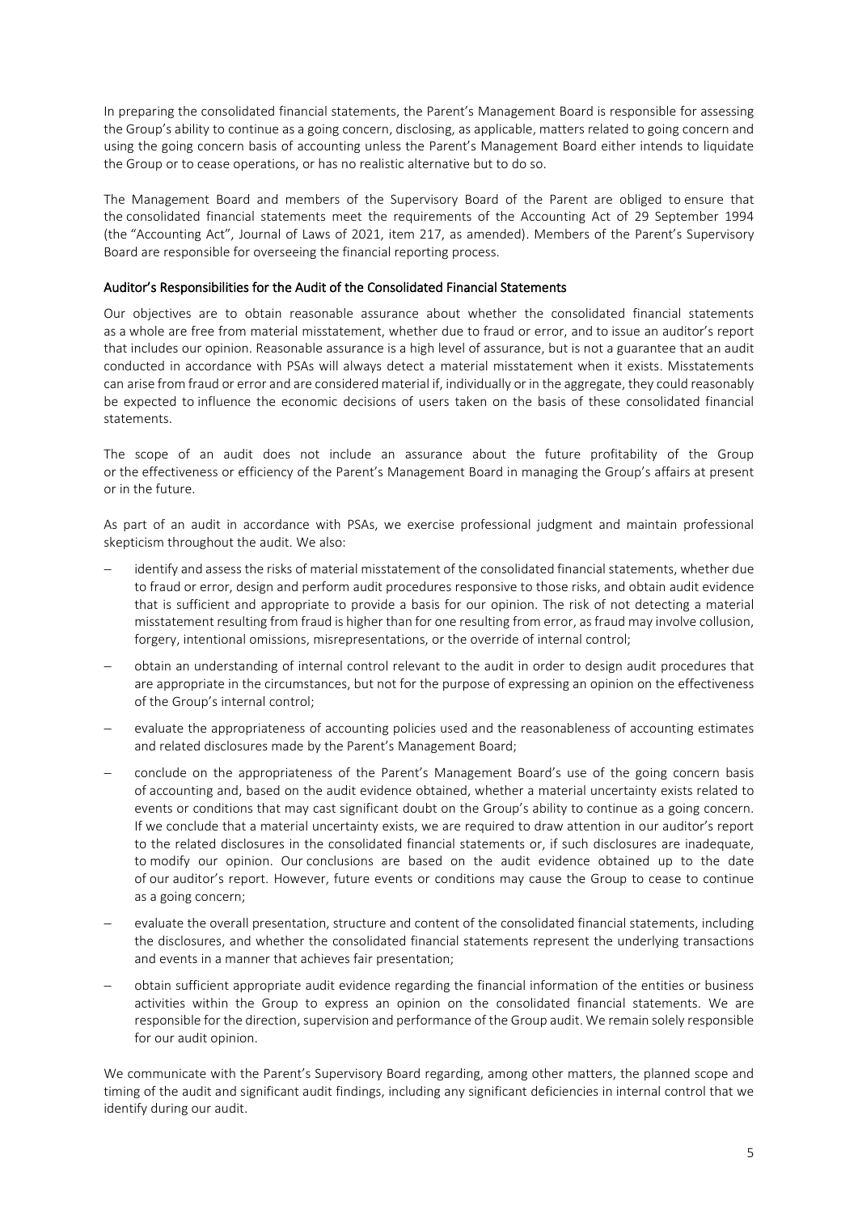In preparing the consolidated financial statements, the Parent's Management Board is responsible for assessing the Group's ability to continue as a going concern, disclosing, as applicable, matters related to going concern and using the going concern basis of accounting unless the Parent's Management Board either intends to liquidate the Group or to cease operations, or has no realistic alternative but to do so.

The Management Board and members of the Supervisory Board of the Parent are obliged to ensure that the consolidated financial statements meet the requirements of the Accounting Act of 29 September 1994 (the "Accounting Act", Journal of Laws of 2021, item 217, as amended). Members of the Parent's Supervisory Board are responsible for overseeing the financial reporting process.

### Auditor's Responsibilities for the Audit of the Consolidated Financial Statements

Our objectives are to obtain reasonable assurance about whether the consolidated financial statements as a whole are free from material misstatement, whether due to fraud or error, and to issue an auditor's report that includes our opinion. Reasonable assurance is a high level of assurance, but is not a guarantee that an audit conducted in accordance with PSAs will always detect a material misstatement when it exists. Misstatements can arise from fraud or error and are considered material if, individually or in the aggregate, they could reasonably be expected to influence the economic decisions of users taken on the basis of these consolidated financial statements.

The scope of an audit does not include an assurance about the future profitability of the Group or the effectiveness or efficiency of the Parent's Management Board in managing the Group's affairs at present or in the future.

As part of an audit in accordance with PSAs, we exercise professional judgment and maintain professional skepticism throughout the audit. We also:

- identify and assess the risks of material misstatement of the consolidated financial statements, whether due to fraud or error, design and perform audit procedures responsive to those risks, and obtain audit evidence that is sufficient and appropriate to provide a basis for our opinion. The risk of not detecting a material misstatement resulting from fraud is higher than for one resulting from error, as fraud may involve collusion, forgery, intentional omissions, misrepresentations, or the override of internal control;
- obtain an understanding of internal control relevant to the audit in order to design audit procedures that are appropriate in the circumstances, but not for the purpose of expressing an opinion on the effectiveness of the Group's internal control;
- evaluate the appropriateness of accounting policies used and the reasonableness of accounting estimates and related disclosures made by the Parent's Management Board;
- conclude on the appropriateness of the Parent's Management Board's use of the going concern basis of accounting and, based on the audit evidence obtained, whether a material uncertainty exists related to events or conditions that may cast significant doubt on the Group's ability to continue as a going concern. If we conclude that a material uncertainty exists, we are required to draw attention in our auditor's report to the related disclosures in the consolidated financial statements or, if such disclosures are inadequate, to modify our opinion. Our conclusions are based on the audit evidence obtained up to the date of our auditor's report. However, future events or conditions may cause the Group to cease to continue as a going concern;
- evaluate the overall presentation, structure and content of the consolidated financial statements, including the disclosures, and whether the consolidated financial statements represent the underlying transactions and events in a manner that achieves fair presentation;
- obtain sufficient appropriate audit evidence regarding the financial information of the entities or business activities within the Group to express an opinion on the consolidated financial statements. We are responsible for the direction, supervision and performance of the Group audit. We remain solely responsible for our audit opinion.

We communicate with the Parent's Supervisory Board regarding, among other matters, the planned scope and timing of the audit and significant audit findings, including any significant deficiencies in internal control that we identify during our audit.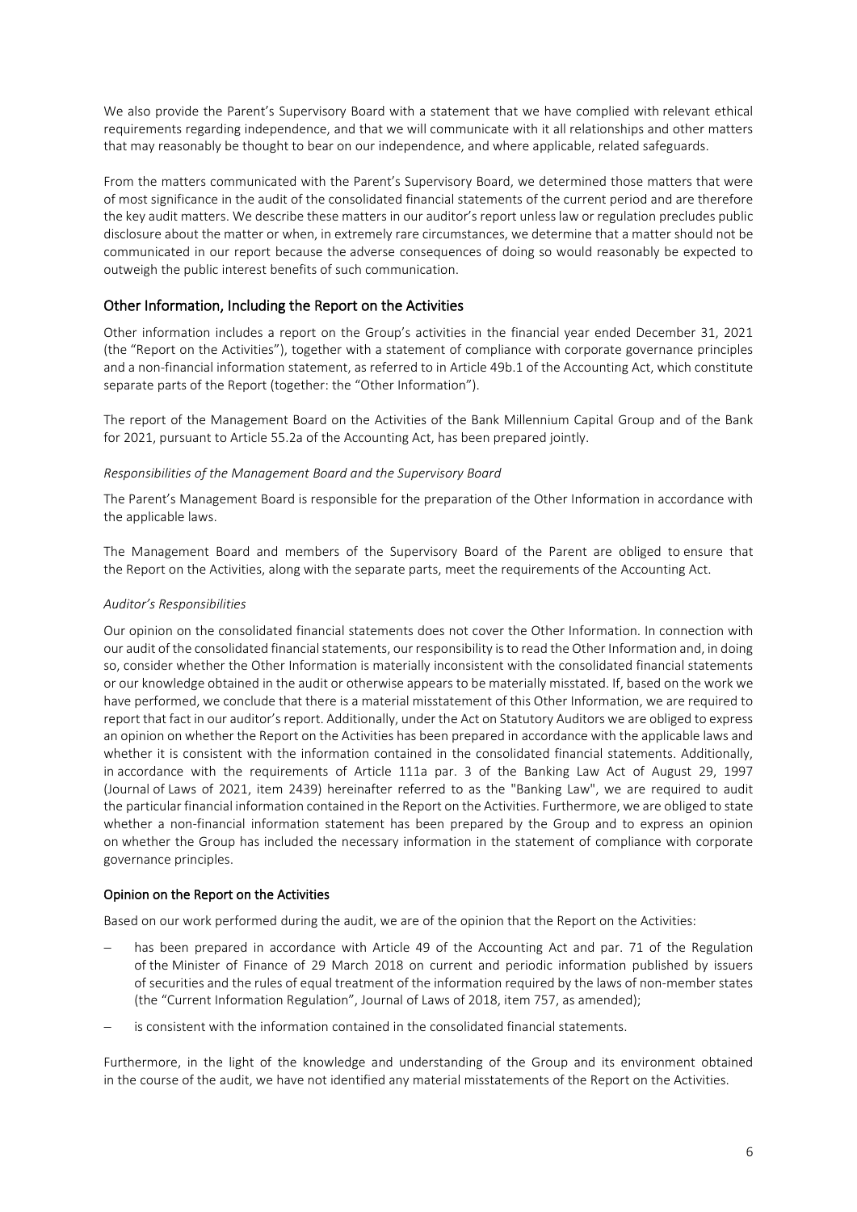We also provide the Parent's Supervisory Board with a statement that we have complied with relevant ethical requirements regarding independence, and that we will communicate with it all relationships and other matters that may reasonably be thought to bear on our independence, and where applicable, related safeguards.

From the matters communicated with the Parent's Supervisory Board, we determined those matters that were of most significance in the audit of the consolidated financial statements of the current period and are therefore the key audit matters. We describe these matters in our auditor's report unless law or regulation precludes public disclosure about the matter or when, in extremely rare circumstances, we determine that a matter should not be communicated in our report because the adverse consequences of doing so would reasonably be expected to outweigh the public interest benefits of such communication.

## Other Information, Including the Report on the Activities

Other information includes a report on the Group's activities in the financial year ended December 31, 2021 (the "Report on the Activities"), together with a statement of compliance with corporate governance principles and a non-financial information statement, as referred to in Article 49b.1 of the Accounting Act, which constitute separate parts of the Report (together: the "Other Information").

The report of the Management Board on the Activities of the Bank Millennium Capital Group and of the Bank for 2021, pursuant to Article 55.2a of the Accounting Act, has been prepared jointly.

*Responsibilities of the Management Board and the Supervisory Board*

The Parent's Management Board is responsible for the preparation of the Other Information in accordance with the applicable laws.

The Management Board and members of the Supervisory Board of the Parent are obliged to ensure that the Report on the Activities, along with the separate parts, meet the requirements of the Accounting Act.

*Auditor's Responsibilities*

Our opinion on the consolidated financial statements does not cover the Other Information. In connection with our audit of the consolidated financial statements, our responsibility is to read the Other Information and, in doing so, consider whether the Other Information is materially inconsistent with the consolidated financial statements or our knowledge obtained in the audit or otherwise appears to be materially misstated. If, based on the work we have performed, we conclude that there is a material misstatement of this Other Information, we are required to report that fact in our auditor's report. Additionally, under the Act on Statutory Auditors we are obliged to express an opinion on whether the Report on the Activities has been prepared in accordance with the applicable laws and whether it is consistent with the information contained in the consolidated financial statements. Additionally, in accordance with the requirements of Article 111a par. 3 of the Banking Law Act of August 29, 1997 (Journal of Laws of 2021, item 2439) hereinafter referred to as the "Banking Law", we are required to audit the particular financial information contained in the Report on the Activities. Furthermore, we are obliged to state whether a non-financial information statement has been prepared by the Group and to express an opinion on whether the Group has included the necessary information in the statement of compliance with corporate governance principles.

### Opinion on the Report on the Activities

Based on our work performed during the audit, we are of the opinion that the Report on the Activities:

- has been prepared in accordance with Article 49 of the Accounting Act and par. 71 of the Regulation of the Minister of Finance of 29 March 2018 on current and periodic information published by issuers of securities and the rules of equal treatment of the information required by the laws of non-member states (the "Current Information Regulation", Journal of Laws of 2018, item 757, as amended);
- is consistent with the information contained in the consolidated financial statements.

Furthermore, in the light of the knowledge and understanding of the Group and its environment obtained in the course of the audit, we have not identified any material misstatements of the Report on the Activities.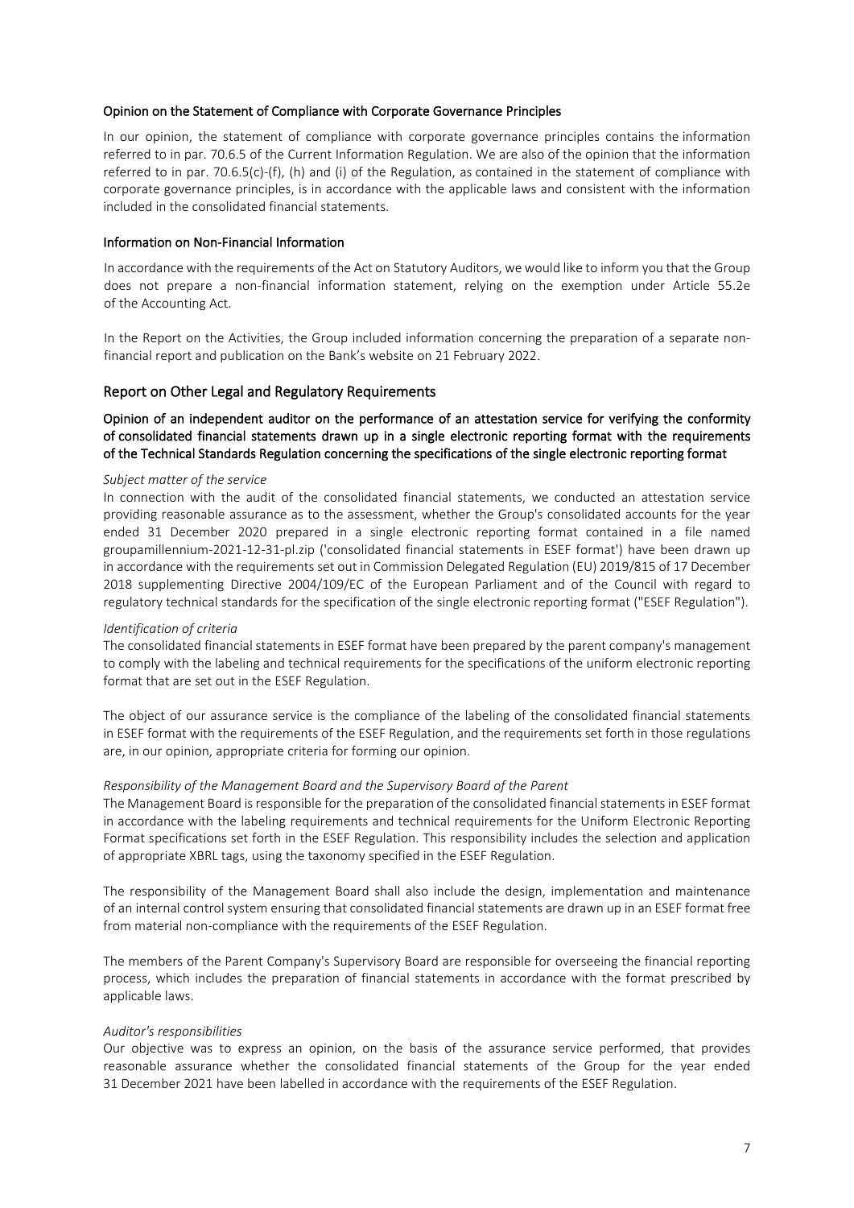#### Opinion on the Statement of Compliance with Corporate Governance Principles

In our opinion, the statement of compliance with corporate governance principles contains the information referred to in par. 70.6.5 of the Current Information Regulation. We are also of the opinion that the information referred to in par. 70.6.5(c)-(f), (h) and (i) of the Regulation, as contained in the statement of compliance with corporate governance principles, is in accordance with the applicable laws and consistent with the information included in the consolidated financial statements.

#### Information on Non-Financial Information

In accordance with the requirements of the Act on Statutory Auditors, we would like to inform you that the Group does not prepare a non-financial information statement, relying on the exemption under Article 55.2e of the Accounting Act.

In the Report on the Activities, the Group included information concerning the preparation of a separate non-financial report and publication on the Bank's website on 21 February 2022.

### Report on Other Legal and Regulatory Requirements

#### Opinion of an independent auditor on the performance of an attestation service for verifying the conformity of consolidated financial statements drawn up in a single electronic reporting format with the requirements of the Technical Standards Regulation concerning the specifications of the single electronic reporting format

*Subject matter of the service*

In connection with the audit of the consolidated financial statements, we conducted an attestation service providing reasonable assurance as to the assessment, whether the Group's consolidated accounts for the year ended 31 December 2020 prepared in a single electronic reporting format contained in a file named groupamillennium-2021-12-31-pl.zip ('consolidated financial statements in ESEF format') have been drawn up in accordance with the requirements set out in Commission Delegated Regulation (EU) 2019/815 of 17 December 2018 supplementing Directive 2004/109/EC of the European Parliament and of the Council with regard to regulatory technical standards for the specification of the single electronic reporting format ("ESEF Regulation").

*Identification of criteria*

The consolidated financial statements in ESEF format have been prepared by the parent company's management to comply with the labeling and technical requirements for the specifications of the uniform electronic reporting format that are set out in the ESEF Regulation.

The object of our assurance service is the compliance of the labeling of the consolidated financial statements in ESEF format with the requirements of the ESEF Regulation, and the requirements set forth in those regulations are, in our opinion, appropriate criteria for forming our opinion.

*Responsibility of the Management Board and the Supervisory Board of the Parent*

The Management Board is responsible for the preparation of the consolidated financial statements in ESEF format in accordance with the labeling requirements and technical requirements for the Uniform Electronic Reporting Format specifications set forth in the ESEF Regulation. This responsibility includes the selection and application of appropriate XBRL tags, using the taxonomy specified in the ESEF Regulation.

The responsibility of the Management Board shall also include the design, implementation and maintenance of an internal control system ensuring that consolidated financial statements are drawn up in an ESEF format free from material non-compliance with the requirements of the ESEF Regulation.

The members of the Parent Company's Supervisory Board are responsible for overseeing the financial reporting process, which includes the preparation of financial statements in accordance with the format prescribed by applicable laws.

*Auditor's responsibilities*

Our objective was to express an opinion, on the basis of the assurance service performed, that provides reasonable assurance whether the consolidated financial statements of the Group for the year ended 31 December 2021 have been labelled in accordance with the requirements of the ESEF Regulation.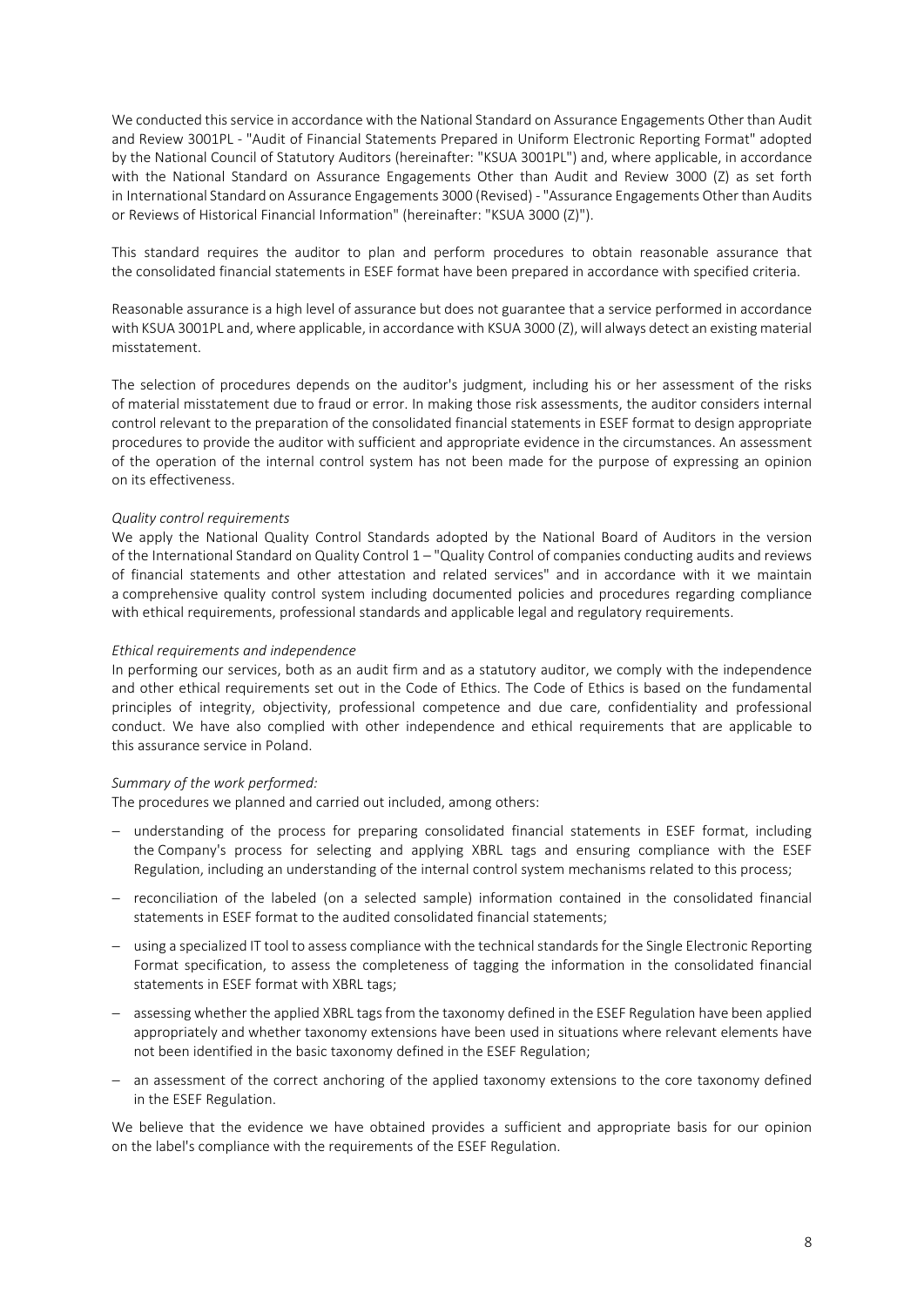We conducted this service in accordance with the National Standard on Assurance Engagements Other than Audit and Review 3001PL - "Audit of Financial Statements Prepared in Uniform Electronic Reporting Format" adopted by the National Council of Statutory Auditors (hereinafter: "KSUA 3001PL") and, where applicable, in accordance with the National Standard on Assurance Engagements Other than Audit and Review 3000 (Z) as set forth in International Standard on Assurance Engagements 3000 (Revised) - "Assurance Engagements Other than Audits or Reviews of Historical Financial Information" (hereinafter: "KSUA 3000 (Z)").

This standard requires the auditor to plan and perform procedures to obtain reasonable assurance that the consolidated financial statements in ESEF format have been prepared in accordance with specified criteria.

Reasonable assurance is a high level of assurance but does not guarantee that a service performed in accordance with KSUA 3001PL and, where applicable, in accordance with KSUA 3000 (Z), will always detect an existing material misstatement.

The selection of procedures depends on the auditor's judgment, including his or her assessment of the risks of material misstatement due to fraud or error. In making those risk assessments, the auditor considers internal control relevant to the preparation of the consolidated financial statements in ESEF format to design appropriate procedures to provide the auditor with sufficient and appropriate evidence in the circumstances. An assessment of the operation of the internal control system has not been made for the purpose of expressing an opinion on its effectiveness.

*Quality control requirements*

We apply the National Quality Control Standards adopted by the National Board of Auditors in the version of the International Standard on Quality Control 1 – "Quality Control of companies conducting audits and reviews of financial statements and other attestation and related services" and in accordance with it we maintain a comprehensive quality control system including documented policies and procedures regarding compliance with ethical requirements, professional standards and applicable legal and regulatory requirements.

*Ethical requirements and independence*

In performing our services, both as an audit firm and as a statutory auditor, we comply with the independence and other ethical requirements set out in the Code of Ethics. The Code of Ethics is based on the fundamental principles of integrity, objectivity, professional competence and due care, confidentiality and professional conduct. We have also complied with other independence and ethical requirements that are applicable to this assurance service in Poland.

*Summary of the work performed:*

The procedures we planned and carried out included, among others:

- understanding of the process for preparing consolidated financial statements in ESEF format, including the Company's process for selecting and applying XBRL tags and ensuring compliance with the ESEF Regulation, including an understanding of the internal control system mechanisms related to this process;
- reconciliation of the labeled (on a selected sample) information contained in the consolidated financial statements in ESEF format to the audited consolidated financial statements;
- using a specialized IT tool to assess compliance with the technical standards for the Single Electronic Reporting Format specification, to assess the completeness of tagging the information in the consolidated financial statements in ESEF format with XBRL tags;
- assessing whether the applied XBRL tags from the taxonomy defined in the ESEF Regulation have been applied appropriately and whether taxonomy extensions have been used in situations where relevant elements have not been identified in the basic taxonomy defined in the ESEF Regulation;
- an assessment of the correct anchoring of the applied taxonomy extensions to the core taxonomy defined in the ESEF Regulation.

We believe that the evidence we have obtained provides a sufficient and appropriate basis for our opinion on the label's compliance with the requirements of the ESEF Regulation.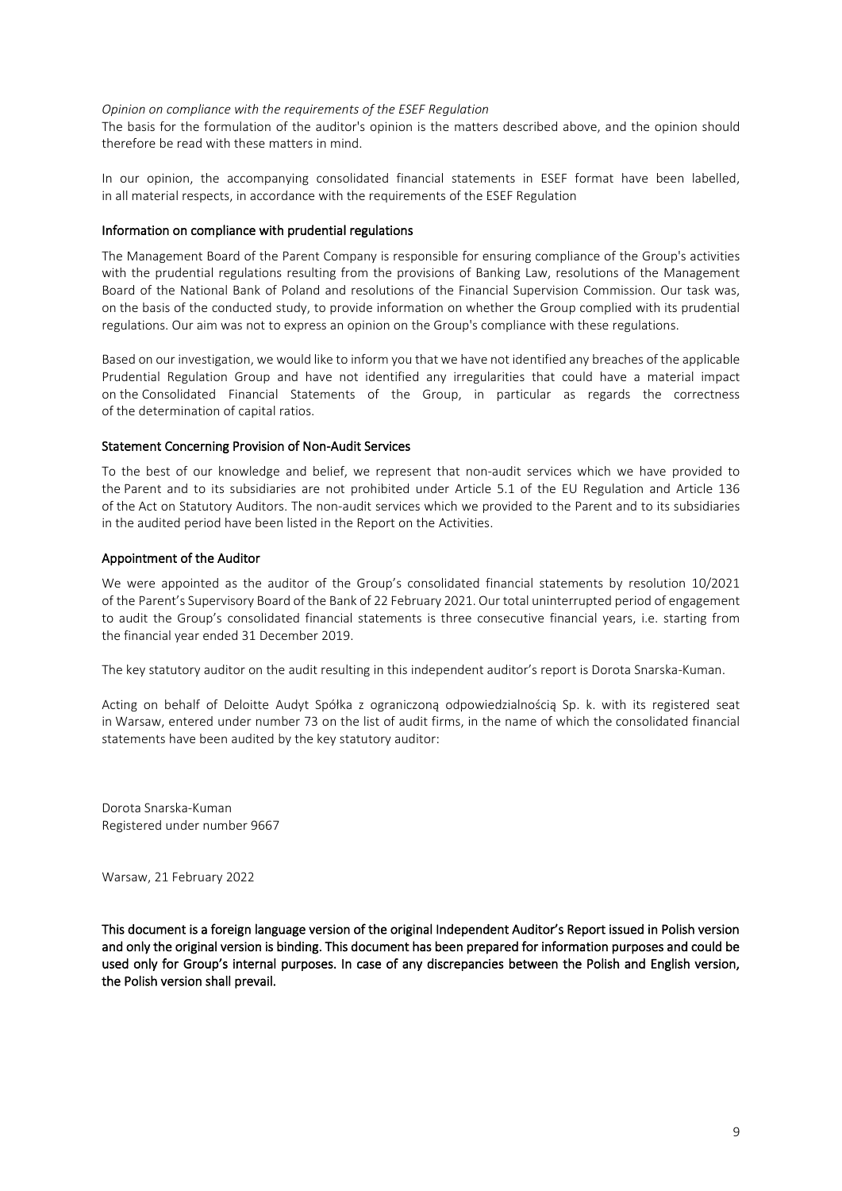*Opinion on compliance with the requirements of the ESEF Regulation*

The basis for the formulation of the auditor's opinion is the matters described above, and the opinion should therefore be read with these matters in mind.

In our opinion, the accompanying consolidated financial statements in ESEF format have been labelled, in all material respects, in accordance with the requirements of the ESEF Regulation

## Information on compliance with prudential regulations

The Management Board of the Parent Company is responsible for ensuring compliance of the Group's activities with the prudential regulations resulting from the provisions of Banking Law, resolutions of the Management Board of the National Bank of Poland and resolutions of the Financial Supervision Commission. Our task was, on the basis of the conducted study, to provide information on whether the Group complied with its prudential regulations. Our aim was not to express an opinion on the Group's compliance with these regulations.

Based on our investigation, we would like to inform you that we have not identified any breaches of the applicable Prudential Regulation Group and have not identified any irregularities that could have a material impact on the Consolidated Financial Statements of the Group, in particular as regards the correctness of the determination of capital ratios.

## Statement Concerning Provision of Non-Audit Services

To the best of our knowledge and belief, we represent that non-audit services which we have provided to the Parent and to its subsidiaries are not prohibited under Article 5.1 of the EU Regulation and Article 136 of the Act on Statutory Auditors. The non-audit services which we provided to the Parent and to its subsidiaries in the audited period have been listed in the Report on the Activities.

## Appointment of the Auditor

We were appointed as the auditor of the Group's consolidated financial statements by resolution 10/2021 of the Parent's Supervisory Board of the Bank of 22 February 2021. Our total uninterrupted period of engagement to audit the Group's consolidated financial statements is three consecutive financial years, i.e. starting from the financial year ended 31 December 2019.

The key statutory auditor on the audit resulting in this independent auditor's report is Dorota Snarska-Kuman.

Acting on behalf of Deloitte Audyt Spółka z ograniczoną odpowiedzialnością Sp. k. with its registered seat in Warsaw, entered under number 73 on the list of audit firms, in the name of which the consolidated financial statements have been audited by the key statutory auditor:

Dorota Snarska-Kuman
Registered under number 9667

Warsaw, 21 February 2022

**This document is a foreign language version of the original Independent Auditor's Report issued in Polish version and only the original version is binding. This document has been prepared for information purposes and could be used only for Group's internal purposes. In case of any discrepancies between the Polish and English version, the Polish version shall prevail.**